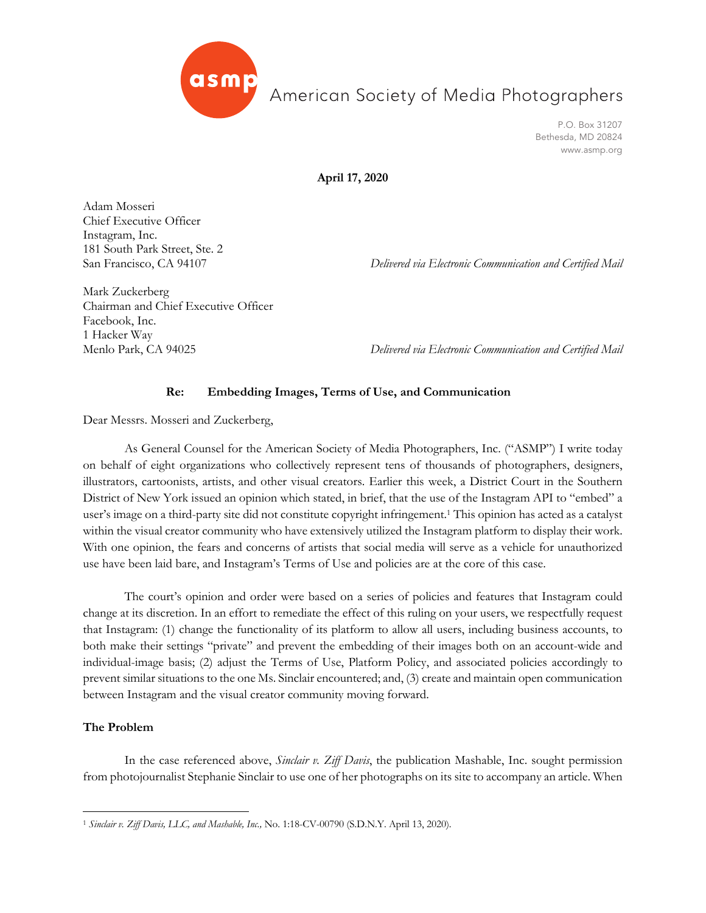American Society of Media Photographers

P.O. Box 31207
Bethesda, MD 20824
www.asmp.org

**April 17, 2020**

Adam Mosseri
Chief Executive Officer
Instagram, Inc.
181 South Park Street, Ste. 2
San Francisco, CA 94107

*Delivered via Electronic Communication and Certified Mail*

Mark Zuckerberg
Chairman and Chief Executive Officer
Facebook, Inc.
1 Hacker Way
Menlo Park, CA 94025

*Delivered via Electronic Communication and Certified Mail*

**Re: Embedding Images, Terms of Use, and Communication**

Dear Messrs. Mosseri and Zuckerberg,

As General Counsel for the American Society of Media Photographers, Inc. ("ASMP") I write today on behalf of eight organizations who collectively represent tens of thousands of photographers, designers, illustrators, cartoonists, artists, and other visual creators. Earlier this week, a District Court in the Southern District of New York issued an opinion which stated, in brief, that the use of the Instagram API to "embed" a user's image on a third-party site did not constitute copyright infringement.[1] This opinion has acted as a catalyst within the visual creator community who have extensively utilized the Instagram platform to display their work. With one opinion, the fears and concerns of artists that social media will serve as a vehicle for unauthorized use have been laid bare, and Instagram's Terms of Use and policies are at the core of this case.

The court's opinion and order were based on a series of policies and features that Instagram could change at its discretion. In an effort to remediate the effect of this ruling on your users, we respectfully request that Instagram: (1) change the functionality of its platform to allow all users, including business accounts, to both make their settings "private" and prevent the embedding of their images both on an account-wide and individual-image basis; (2) adjust the Terms of Use, Platform Policy, and associated policies accordingly to prevent similar situations to the one Ms. Sinclair encountered; and, (3) create and maintain open communication between Instagram and the visual creator community moving forward.

**The Problem**

In the case referenced above, *Sinclair v. Ziff Davis*, the publication Mashable, Inc. sought permission from photojournalist Stephanie Sinclair to use one of her photographs on its site to accompany an article. When

[1] *Sinclair v. Ziff Davis, LLC, and Mashable, Inc.,* No. 1:18-CV-00790 (S.D.N.Y. April 13, 2020).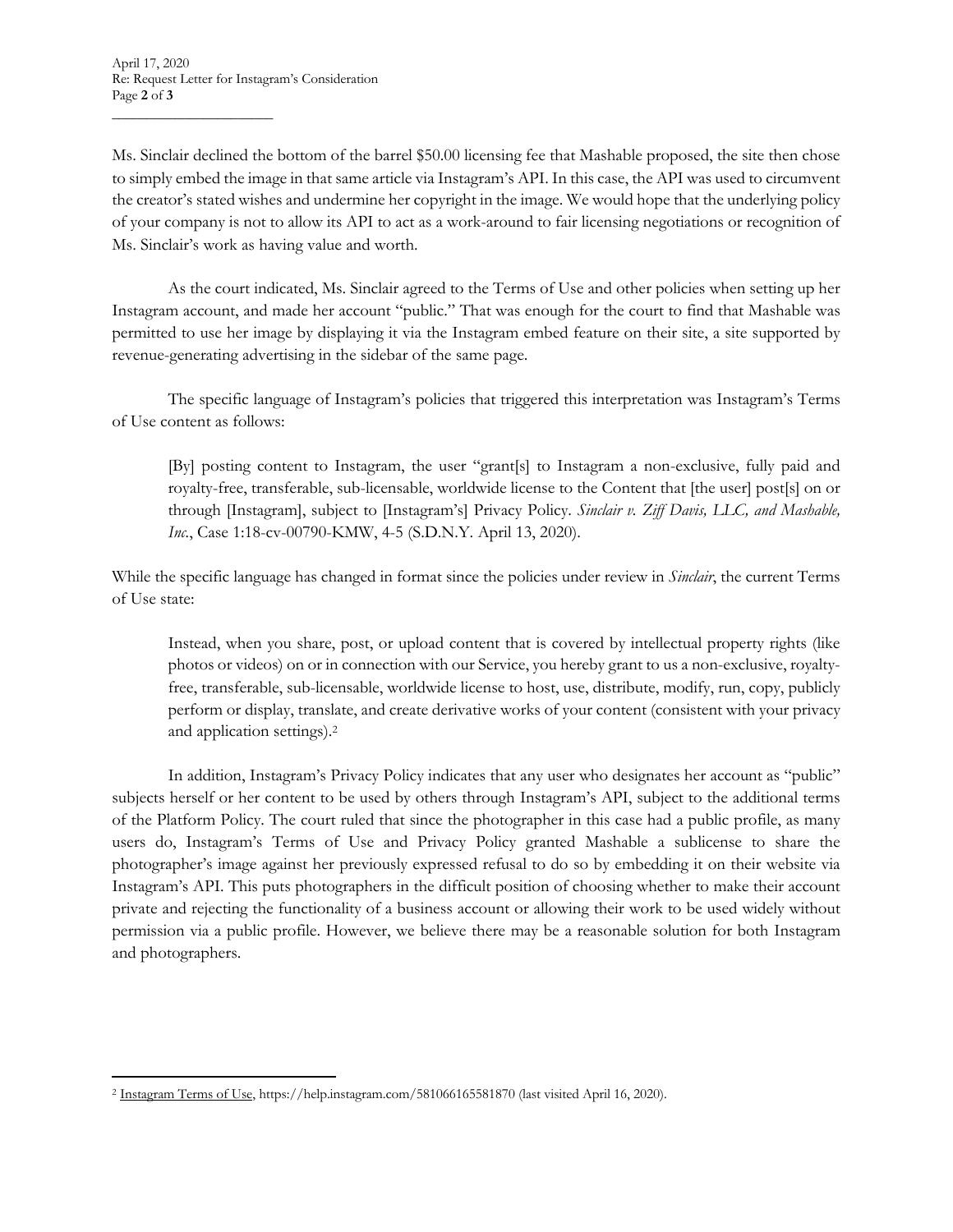Ms. Sinclair declined the bottom of the barrel $50.00 licensing fee that Mashable proposed, the site then chose to simply embed the image in that same article via Instagram's API. In this case, the API was used to circumvent the creator's stated wishes and undermine her copyright in the image. We would hope that the underlying policy of your company is not to allow its API to act as a work-around to fair licensing negotiations or recognition of Ms. Sinclair's work as having value and worth.

As the court indicated, Ms. Sinclair agreed to the Terms of Use and other policies when setting up her Instagram account, and made her account "public." That was enough for the court to find that Mashable was permitted to use her image by displaying it via the Instagram embed feature on their site, a site supported by revenue-generating advertising in the sidebar of the same page.

The specific language of Instagram's policies that triggered this interpretation was Instagram's Terms of Use content as follows:

> [By] posting content to Instagram, the user "grant[s] to Instagram a non-exclusive, fully paid and royalty-free, transferable, sub-licensable, worldwide license to the Content that [the user] post[s] on or through [Instagram], subject to [Instagram's] Privacy Policy. *Sinclair v. Ziff Davis, LLC, and Mashable, Inc.*, Case 1:18-cv-00790-KMW, 4-5 (S.D.N.Y. April 13, 2020).

While the specific language has changed in format since the policies under review in *Sinclair*, the current Terms of Use state:

> Instead, when you share, post, or upload content that is covered by intellectual property rights (like photos or videos) on or in connection with our Service, you hereby grant to us a non-exclusive, royalty-free, transferable, sub-licensable, worldwide license to host, use, distribute, modify, run, copy, publicly perform or display, translate, and create derivative works of your content (consistent with your privacy and application settings).[2]

In addition, Instagram's Privacy Policy indicates that any user who designates her account as "public" subjects herself or her content to be used by others through Instagram's API, subject to the additional terms of the Platform Policy. The court ruled that since the photographer in this case had a public profile, as many users do, Instagram's Terms of Use and Privacy Policy granted Mashable a sublicense to share the photographer's image against her previously expressed refusal to do so by embedding it on their website via Instagram's API. This puts photographers in the difficult position of choosing whether to make their account private and rejecting the functionality of a business account or allowing their work to be used widely without permission via a public profile. However, we believe there may be a reasonable solution for both Instagram and photographers.

---

[2] Instagram Terms of Use, https://help.instagram.com/581066165581870 (last visited April 16, 2020).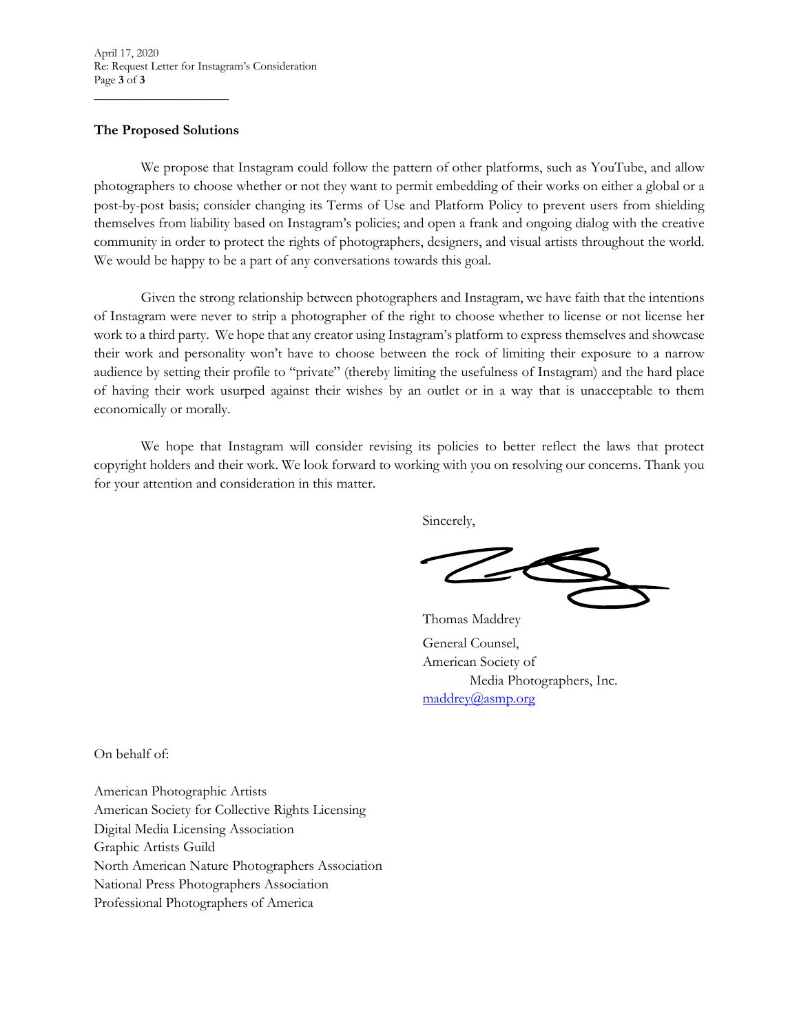**The Proposed Solutions**

We propose that Instagram could follow the pattern of other platforms, such as YouTube, and allow photographers to choose whether or not they want to permit embedding of their works on either a global or a post-by-post basis; consider changing its Terms of Use and Platform Policy to prevent users from shielding themselves from liability based on Instagram's policies; and open a frank and ongoing dialog with the creative community in order to protect the rights of photographers, designers, and visual artists throughout the world. We would be happy to be a part of any conversations towards this goal.

Given the strong relationship between photographers and Instagram, we have faith that the intentions of Instagram were never to strip a photographer of the right to choose whether to license or not license her work to a third party. We hope that any creator using Instagram's platform to express themselves and showcase their work and personality won't have to choose between the rock of limiting their exposure to a narrow audience by setting their profile to "private" (thereby limiting the usefulness of Instagram) and the hard place of having their work usurped against their wishes by an outlet or in a way that is unacceptable to them economically or morally.

We hope that Instagram will consider revising its policies to better reflect the laws that protect copyright holders and their work. We look forward to working with you on resolving our concerns. Thank you for your attention and consideration in this matter.

Sincerely,

Thomas Maddrey
General Counsel,
American Society of
Media Photographers, Inc.
maddrey@asmp.org

On behalf of:

American Photographic Artists
American Society for Collective Rights Licensing
Digital Media Licensing Association
Graphic Artists Guild
North American Nature Photographers Association
National Press Photographers Association
Professional Photographers of America